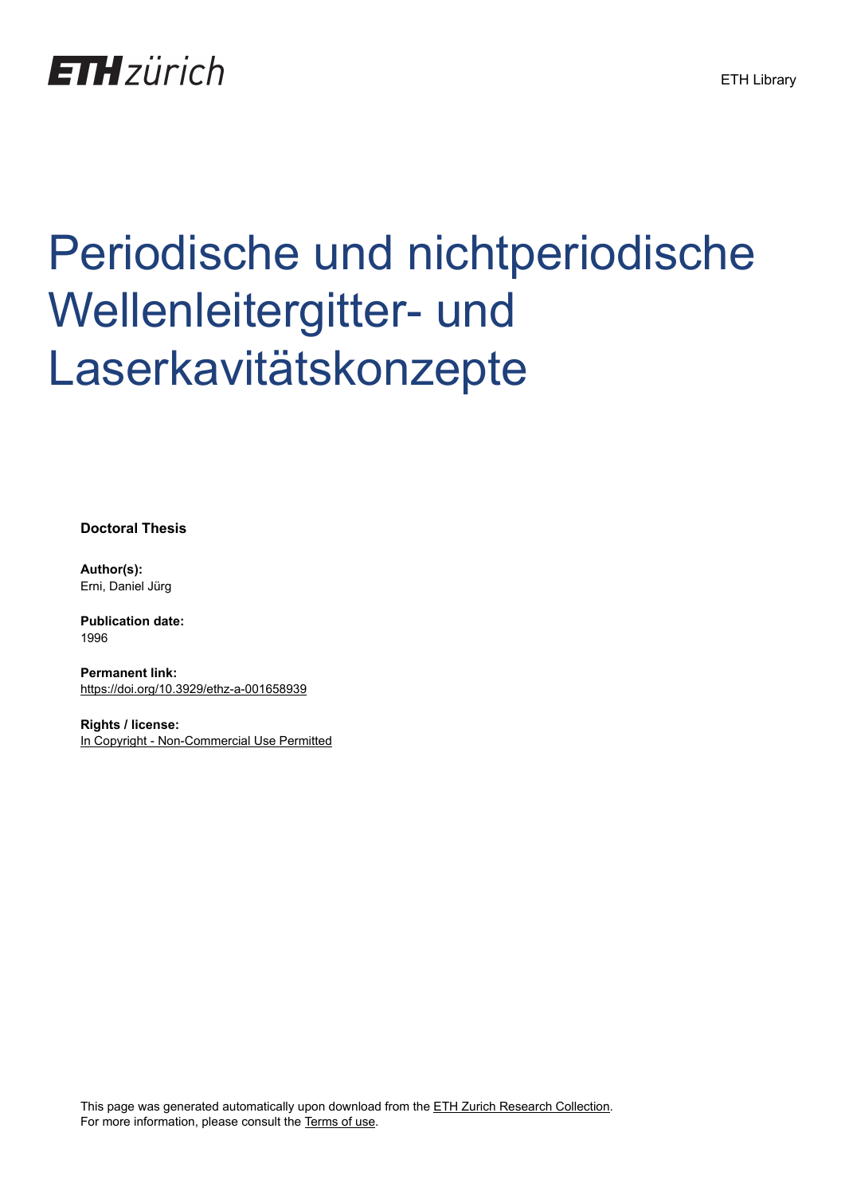ETH zürich

ETH Library

# Periodische und nichtperiodische Wellenleitergitter- und Laserkavitätskonzepte

**Doctoral Thesis**

**Author(s):**
Erni, Daniel Jürg

**Publication date:**
1996

**Permanent link:**
https://doi.org/10.3929/ethz-a-001658939

**Rights / license:**
In Copyright - Non-Commercial Use Permitted

This page was generated automatically upon download from the ETH Zurich Research Collection.
For more information, please consult the Terms of use.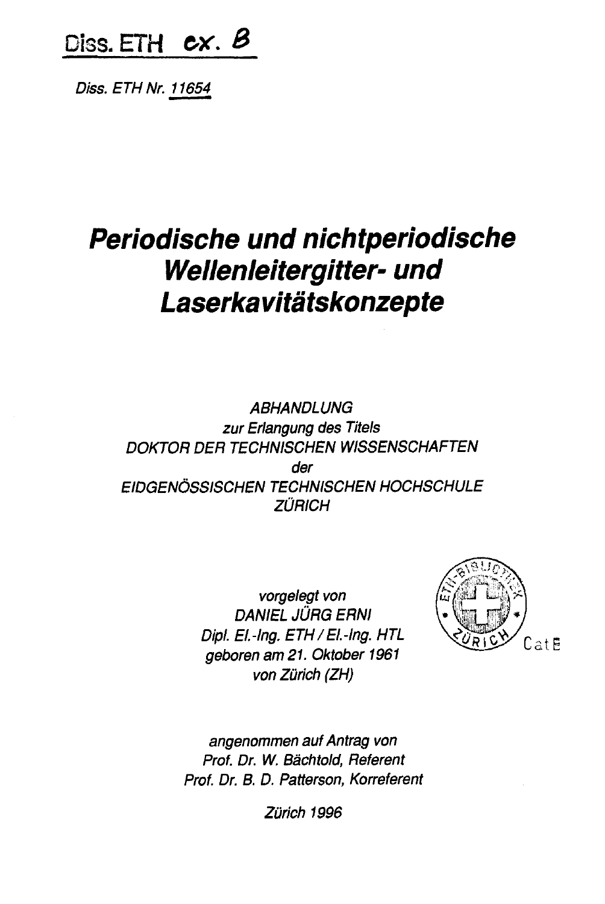Diss. ETH ex. B

*Diss. ETH Nr. 11654*

# *Periodische und nichtperiodische Wellenleitergitter- und Laserkavitätskonzepte*

*ABHANDLUNG*
*zur Erlangung des Titels*
*DOKTOR DER TECHNISCHEN WISSENSCHAFTEN*
*der*
*EIDGENÖSSISCHEN TECHNISCHEN HOCHSCHULE*
*ZÜRICH*

*vorgelegt von*
*DANIEL JÜRG ERNI*
*Dipl. El.-Ing. ETH / El.-Ing. HTL*
*geboren am 21. Oktober 1961*
*von Zürich (ZH)*

*angenommen auf Antrag von*
*Prof. Dr. W. Bächtold, Referent*
*Prof. Dr. B. D. Patterson, Korreferent*

*Zürich 1996*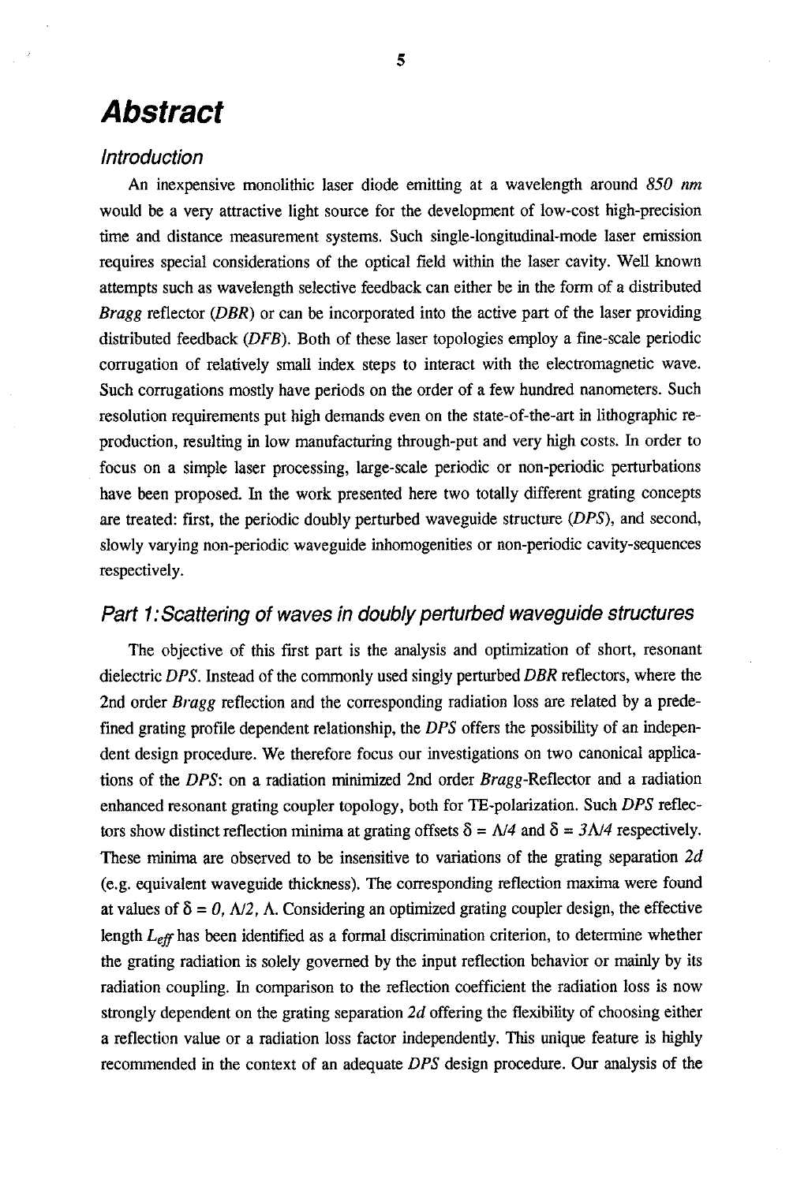# *Abstract*

### *Introduction*

An inexpensive monolithic laser diode emitting at a wavelength around *850 nm* would be a very attractive light source for the development of low-cost high-precision time and distance measurement systems. Such single-longitudinal-mode laser emission requires special considerations of the optical field within the laser cavity. Well known attempts such as wavelength selective feedback can either be in the form of a distributed *Bragg* reflector (*DBR*) or can be incorporated into the active part of the laser providing distributed feedback (*DFB*). Both of these laser topologies employ a fine-scale periodic corrugation of relatively small index steps to interact with the electromagnetic wave. Such corrugations mostly have periods on the order of a few hundred nanometers. Such resolution requirements put high demands even on the state-of-the-art in lithographic reproduction, resulting in low manufacturing through-put and very high costs. In order to focus on a simple laser processing, large-scale periodic or non-periodic perturbations have been proposed. In the work presented here two totally different grating concepts are treated: first, the periodic doubly perturbed waveguide structure (*DPS*), and second, slowly varying non-periodic waveguide inhomogenities or non-periodic cavity-sequences respectively.

## *Part 1: Scattering of waves in doubly perturbed waveguide structures*

The objective of this first part is the analysis and optimization of short, resonant dielectric *DPS*. Instead of the commonly used singly perturbed *DBR* reflectors, where the 2nd order *Bragg* reflection and the corresponding radiation loss are related by a predefined grating profile dependent relationship, the *DPS* offers the possibility of an independent design procedure. We therefore focus our investigations on two canonical applications of the *DPS*: on a radiation minimized 2nd order *Bragg*-Reflector and a radiation enhanced resonant grating coupler topology, both for TE-polarization. Such *DPS* reflectors show distinct reflection minima at grating offsets $\delta = \Lambda/4$ and $\delta = 3\Lambda/4$ respectively. These minima are observed to be insensitive to variations of the grating separation $2d$ (e.g. equivalent waveguide thickness). The corresponding reflection maxima were found at values of $\delta = 0, \Lambda/2, \Lambda$. Considering an optimized grating coupler design, the effective length $L_{eff}$ has been identified as a formal discrimination criterion, to determine whether the grating radiation is solely governed by the input reflection behavior or mainly by its radiation coupling. In comparison to the reflection coefficient the radiation loss is now strongly dependent on the grating separation $2d$ offering the flexibility of choosing either a reflection value or a radiation loss factor independently. This unique feature is highly recommended in the context of an adequate *DPS* design procedure. Our analysis of the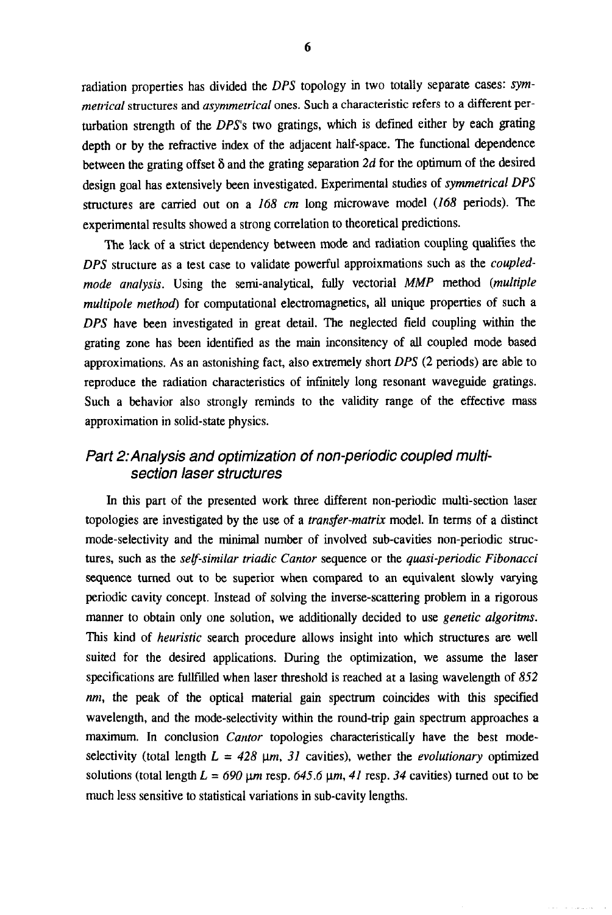radiation properties has divided the *DPS* topology in two totally separate cases: *symmetrical* structures and *asymmetrical* ones. Such a characteristic refers to a different perturbation strength of the *DPS*'s two gratings, which is defined either by each grating depth or by the refractive index of the adjacent half-space. The functional dependence between the grating offset δ and the grating separation *2d* for the optimum of the desired design goal has extensively been investigated. Experimental studies of *symmetrical DPS* structures are carried out on a *168 cm* long microwave model (*168* periods). The experimental results showed a strong correlation to theoretical predictions.

The lack of a strict dependency between mode and radiation coupling qualifies the *DPS* structure as a test case to validate powerful approixmations such as the *coupled-mode analysis*. Using the semi-analytical, fully vectorial *MMP* method (*multiple multipole method*) for computational electromagnetics, all unique properties of such a *DPS* have been investigated in great detail. The neglected field coupling within the grating zone has been identified as the main inconsitency of all coupled mode based approximations. As an astonishing fact, also extremely short *DPS* (2 periods) are able to reproduce the radiation characteristics of infinitely long resonant waveguide gratings. Such a behavior also strongly reminds to the validity range of the effective mass approximation in solid-state physics.

## *Part 2: Analysis and optimization of non-periodic coupled multi-section laser structures*

In this part of the presented work three different non-periodic multi-section laser topologies are investigated by the use of a *transfer-matrix* model. In terms of a distinct mode-selectivity and the minimal number of involved sub-cavities non-periodic structures, such as the *self-similar triadic Cantor* sequence or the *quasi-periodic Fibonacci* sequence turned out to be superior when compared to an equivalent slowly varying periodic cavity concept. Instead of solving the inverse-scattering problem in a rigorous manner to obtain only one solution, we additionally decided to use *genetic algoritms*. This kind of *heuristic* search procedure allows insight into which structures are well suited for the desired applications. During the optimization, we assume the laser specifications are fullfilled when laser threshold is reached at a lasing wavelength of *852 nm*, the peak of the optical material gain spectrum coincides with this specified wavelength, and the mode-selectivity within the round-trip gain spectrum approaches a maximum. In conclusion *Cantor* topologies characteristically have the best mode-selectivity (total length $L = 428$ *μm*, *31* cavities), wether the *evolutionary* optimized solutions (total length $L = 690$ *μm* resp. *645.6* *μm*, *41* resp. *34* cavities) turned out to be much less sensitive to statistical variations in sub-cavity lengths.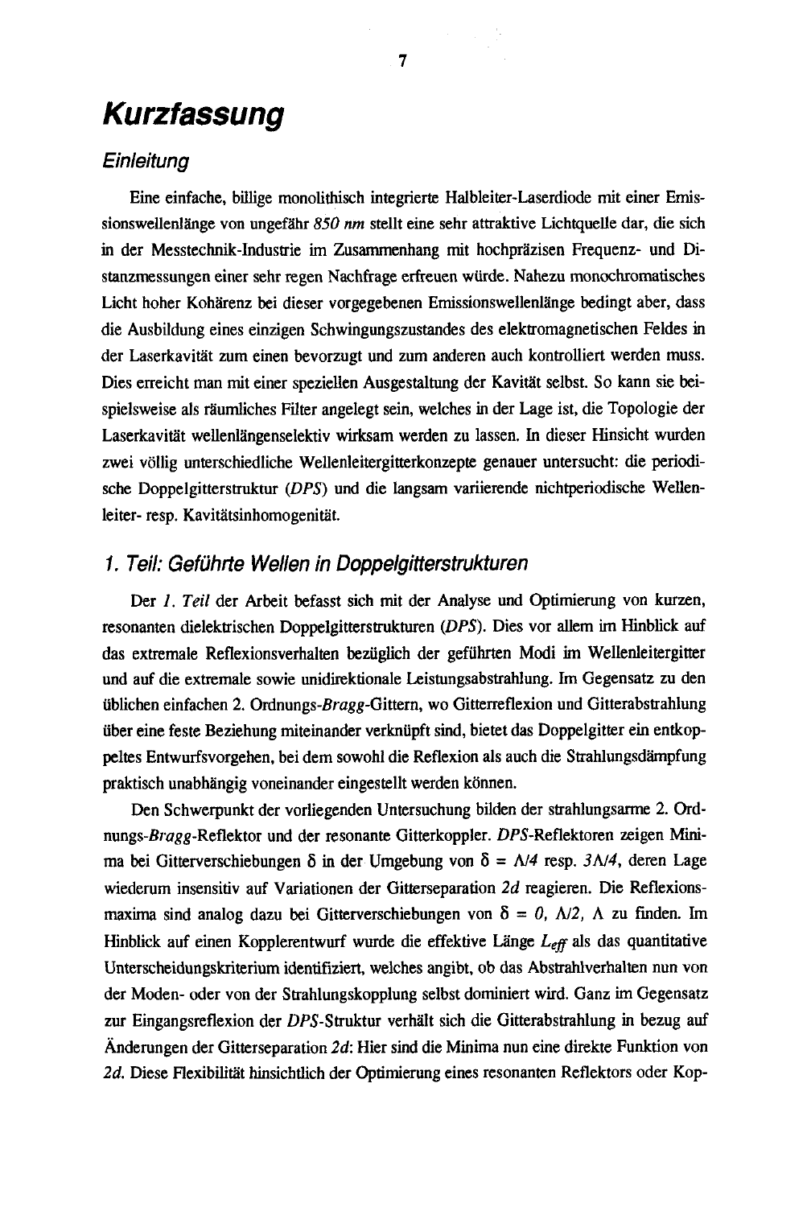# *Kurzfassung*

## *Einleitung*

Eine einfache, billige monolithisch integrierte Halbleiter-Laserdiode mit einer Emissionswellenlänge von ungefähr *850 nm* stellt eine sehr attraktive Lichtquelle dar, die sich in der Messtechnik-Industrie im Zusammenhang mit hochpräzisen Frequenz- und Distanzmessungen einer sehr regen Nachfrage erfreuen würde. Nahezu monochromatisches Licht hoher Kohärenz bei dieser vorgegebenen Emissionswellenlänge bedingt aber, dass die Ausbildung eines einzigen Schwingungszustandes des elektromagnetischen Feldes in der Laserkavität zum einen bevorzugt und zum anderen auch kontrolliert werden muss. Dies erreicht man mit einer speziellen Ausgestaltung der Kavität selbst. So kann sie beispielsweise als räumliches Filter angelegt sein, welches in der Lage ist, die Topologie der Laserkavität wellenlängenselektiv wirksam werden zu lassen. In dieser Hinsicht wurden zwei völlig unterschiedliche Wellenleitergitterkonzepte genauer untersucht: die periodische Doppelgitterstruktur (*DPS*) und die langsam variierende nichtperiodische Wellenleiter- resp. Kavitätsinhomogenität.

## *1. Teil: Geführte Wellen in Doppelgitterstrukturen*

Der *1. Teil* der Arbeit befasst sich mit der Analyse und Optimierung von kurzen, resonanten dielektrischen Doppelgitterstrukturen (*DPS*). Dies vor allem im Hinblick auf das extremale Reflexionsverhalten bezüglich der geführten Modi im Wellenleitergitter und auf die extremale sowie unidirektionale Leistungsabstrahlung. Im Gegensatz zu den üblichen einfachen 2. Ordnungs-*Bragg*-Gittern, wo Gitterreflexion und Gitterabstrahlung über eine feste Beziehung miteinander verknüpft sind, bietet das Doppelgitter ein entkoppeltes Entwurfsvorgehen, bei dem sowohl die Reflexion als auch die Strahlungsdämpfung praktisch unabhängig voneinander eingestellt werden können.

Den Schwerpunkt der vorliegenden Untersuchung bilden der strahlungsarme 2. Ordnungs-*Bragg*-Reflektor und der resonante Gitterkoppler. *DPS*-Reflektoren zeigen Minima bei Gitterverschiebungen $\delta$ in der Umgebung von $\delta = \Lambda/4$ resp. $3\Lambda/4$, deren Lage wiederum insensitiv auf Variationen der Gitterseparation $2d$ reagieren. Die Reflexionsmaxima sind analog dazu bei Gitterverschiebungen von $\delta = 0,\ \Lambda/2,\ \Lambda$ zu finden. Im Hinblick auf einen Kopplerentwurf wurde die effektive Länge $L_{eff}$ als das quantitative Unterscheidungskriterium identifiziert, welches angibt, ob das Abstrahlverhalten nun von der Moden- oder von der Strahlungskopplung selbst dominiert wird. Ganz im Gegensatz zur Eingangsreflexion der *DPS*-Struktur verhält sich die Gitterabstrahlung in bezug auf Änderungen der Gitterseparation $2d$: Hier sind die Minima nun eine direkte Funktion von $2d$. Diese Flexibilität hinsichtlich der Optimierung eines resonanten Reflektors oder Kop-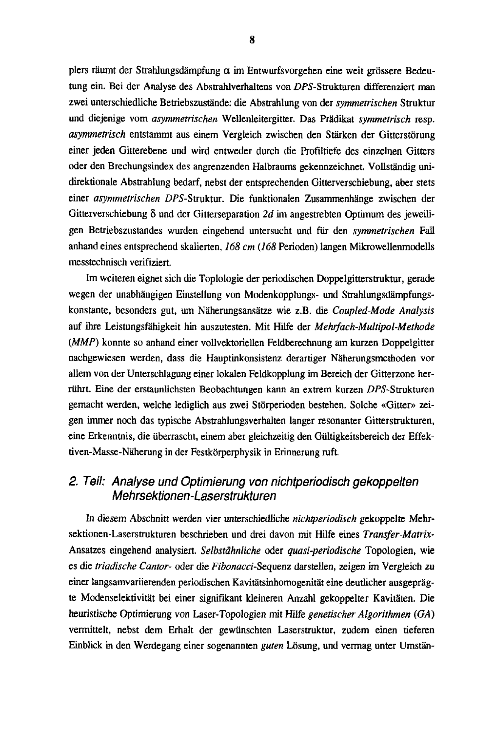plers räumt der Strahlungsdämpfung $\alpha$ im Entwurfsvorgehen eine weit grössere Bedeutung ein. Bei der Analyse des Abstrahlverhaltens von *DPS*-Strukturen differenziert man zwei unterschiedliche Betriebszustände: die Abstrahlung von der *symmetrischen* Struktur und diejenige vom *asymmetrischen* Wellenleitergitter. Das Prädikat *symmetrisch* resp. *asymmetrisch* entstammt aus einem Vergleich zwischen den Stärken der Gitterstörung einer jeden Gitterebene und wird entweder durch die Profiltiefe des einzelnen Gitters oder den Brechungsindex des angrenzenden Halbraums gekennzeichnet. Vollständig unidirektionale Abstrahlung bedarf, nebst der entsprechenden Gitterverschiebung, aber stets einer *asymmetrischen DPS*-Struktur. Die funktionalen Zusammenhänge zwischen der Gitterverschiebung $\delta$ und der Gitterseparation $2d$ im angestrebten Optimum des jeweiligen Betriebszustandes wurden eingehend untersucht und für den *symmetrischen* Fall anhand eines entsprechend skalierten, *168 cm* (*168* Perioden) langen Mikrowellenmodells messtechnisch verifiziert.

Im weiteren eignet sich die Toplologie der periodischen Doppelgitterstruktur, gerade wegen der unabhängigen Einstellung von Modenkopplungs- und Strahlungsdämpfungskonstante, besonders gut, um Näherungsansätze wie z.B. die *Coupled-Mode Analysis* auf ihre Leistungsfähigkeit hin auszutesten. Mit Hilfe der *Mehrfach-Multipol-Methode* (*MMP*) konnte so anhand einer vollvektoriellen Feldberechnung am kurzen Doppelgitter nachgewiesen werden, dass die Hauptinkonsistenz derartiger Näherungsmethoden vor allem von der Unterschlagung einer lokalen Feldkopplung im Bereich der Gitterzone herrührt. Eine der erstaunlichsten Beobachtungen kann an extrem kurzen *DPS*-Strukturen gemacht werden, welche lediglich aus zwei Störperioden bestehen. Solche «Gitter» zeigen immer noch das typische Abstrahlungsverhalten langer resonanter Gitterstrukturen, eine Erkenntnis, die überrascht, einem aber gleichzeitig den Gültigkeitsbereich der Effektiven-Masse-Näherung in der Festkörperphysik in Erinnerung ruft.

## 2. Teil: Analyse und Optimierung von nichtperiodisch gekoppelten Mehrsektionen-Laserstrukturen

In diesem Abschnitt werden vier unterschiedliche *nichtperiodisch* gekoppelte Mehrsektionen-Laserstrukturen beschrieben und drei davon mit Hilfe eines *Transfer-Matrix*-Ansatzes eingehend analysiert. *Selbstähnliche* oder *quasi-periodische* Topologien, wie es die *triadische Cantor*- oder die *Fibonacci*-Sequenz darstellen, zeigen im Vergleich zu einer langsamvariierenden periodischen Kavitätsinhomogenität eine deutlicher ausgeprägte Modenselektivität bei einer signifikant kleineren Anzahl gekoppelter Kavitäten. Die heuristische Optimierung von Laser-Topologien mit Hilfe *genetischer Algorithmen* (*GA*) vermittelt, nebst dem Erhalt der gewünschten Laserstruktur, zudem einen tieferen Einblick in den Werdegang einer sogenannten *guten* Lösung, und vermag unter Umstän-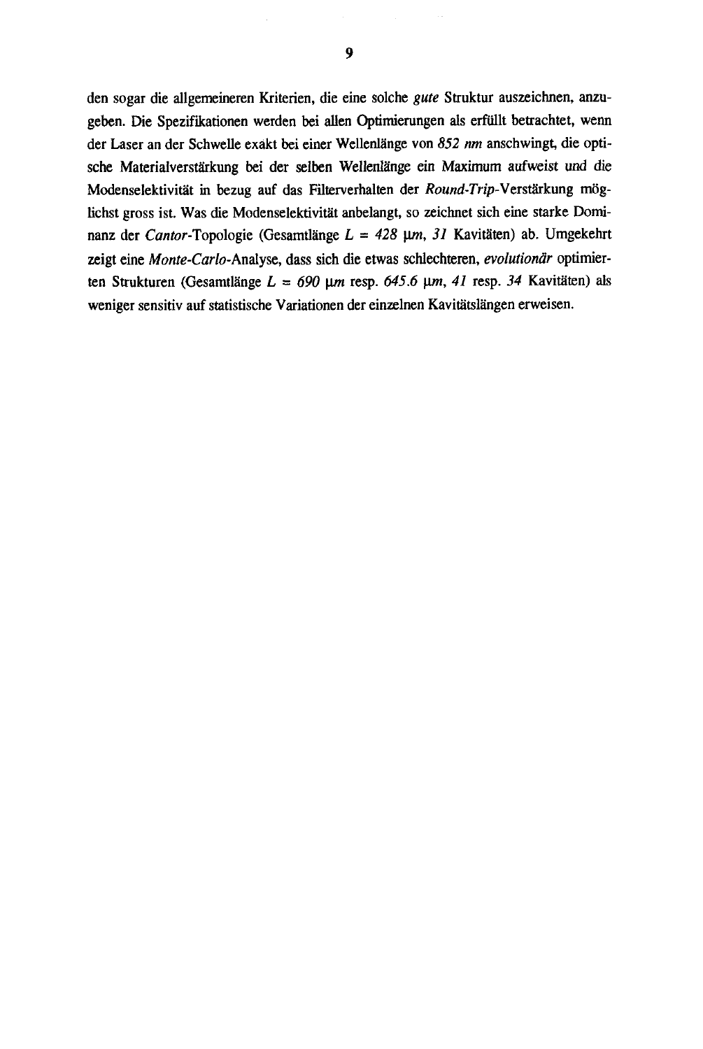den sogar die allgemeineren Kriterien, die eine solche *gute* Struktur auszeichnen, anzugeben. Die Spezifikationen werden bei allen Optimierungen als erfüllt betrachtet, wenn der Laser an der Schwelle exakt bei einer Wellenlänge von *852 nm* anschwingt, die optische Materialverstärkung bei der selben Wellenlänge ein Maximum aufweist und die Modenselektivität in bezug auf das Filterverhalten der *Round-Trip*-Verstärkung möglichst gross ist. Was die Modenselektivität anbelangt, so zeichnet sich eine starke Dominanz der *Cantor*-Topologie (Gesamtlänge $L = 428\ \mu m$, *31* Kavitäten) ab. Umgekehrt zeigt eine *Monte-Carlo*-Analyse, dass sich die etwas schlechteren, *evolutionär* optimierten Strukturen (Gesamtlänge $L = 690\ \mu m$ resp. $645.6\ \mu m$, *41* resp. *34* Kavitäten) als weniger sensitiv auf statistische Variationen der einzelnen Kavitätslängen erweisen.